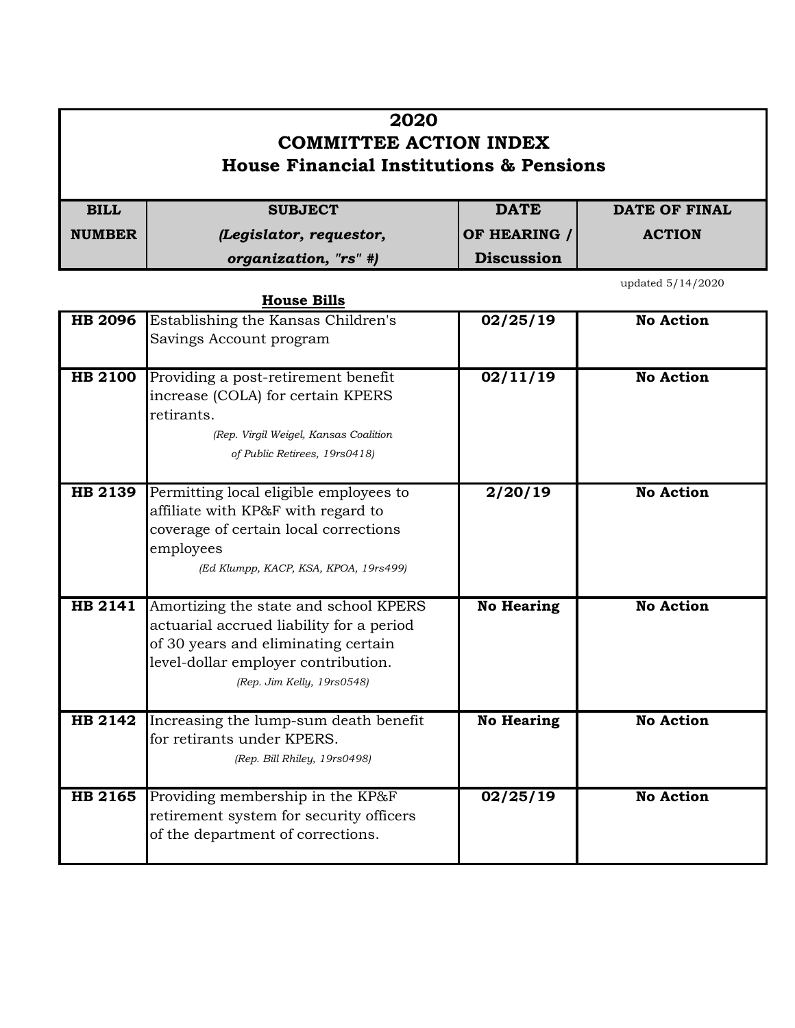# 2020
# COMMITTEE ACTION INDEX
## House Financial Institutions & Pensions

updated 5/14/2020

**House Bills**

| BILL NUMBER | SUBJECT *(Legislator, requestor, organization, "rs" #)* | DATE OF HEARING / Discussion | DATE OF FINAL ACTION |
|---|---|---|---|
| **HB 2096** | Establishing the Kansas Children's Savings Account program | **02/25/19** | **No Action** |
| **HB 2100** | Providing a post-retirement benefit increase (COLA) for certain KPERS retirants. *(Rep. Virgil Weigel, Kansas Coalition of Public Retirees, 19rs0418)* | **02/11/19** | **No Action** |
| **HB 2139** | Permitting local eligible employees to affiliate with KP&F with regard to coverage of certain local corrections employees *(Ed Klumpp, KACP, KSA, KPOA, 19rs499)* | **2/20/19** | **No Action** |
| **HB 2141** | Amortizing the state and school KPERS actuarial accrued liability for a period of 30 years and eliminating certain level-dollar employer contribution. *(Rep. Jim Kelly, 19rs0548)* | **No Hearing** | **No Action** |
| **HB 2142** | Increasing the lump-sum death benefit for retirants under KPERS. *(Rep. Bill Rhiley, 19rs0498)* | **No Hearing** | **No Action** |
| **HB 2165** | Providing membership in the KP&F retirement system for security officers of the department of corrections. | **02/25/19** | **No Action** |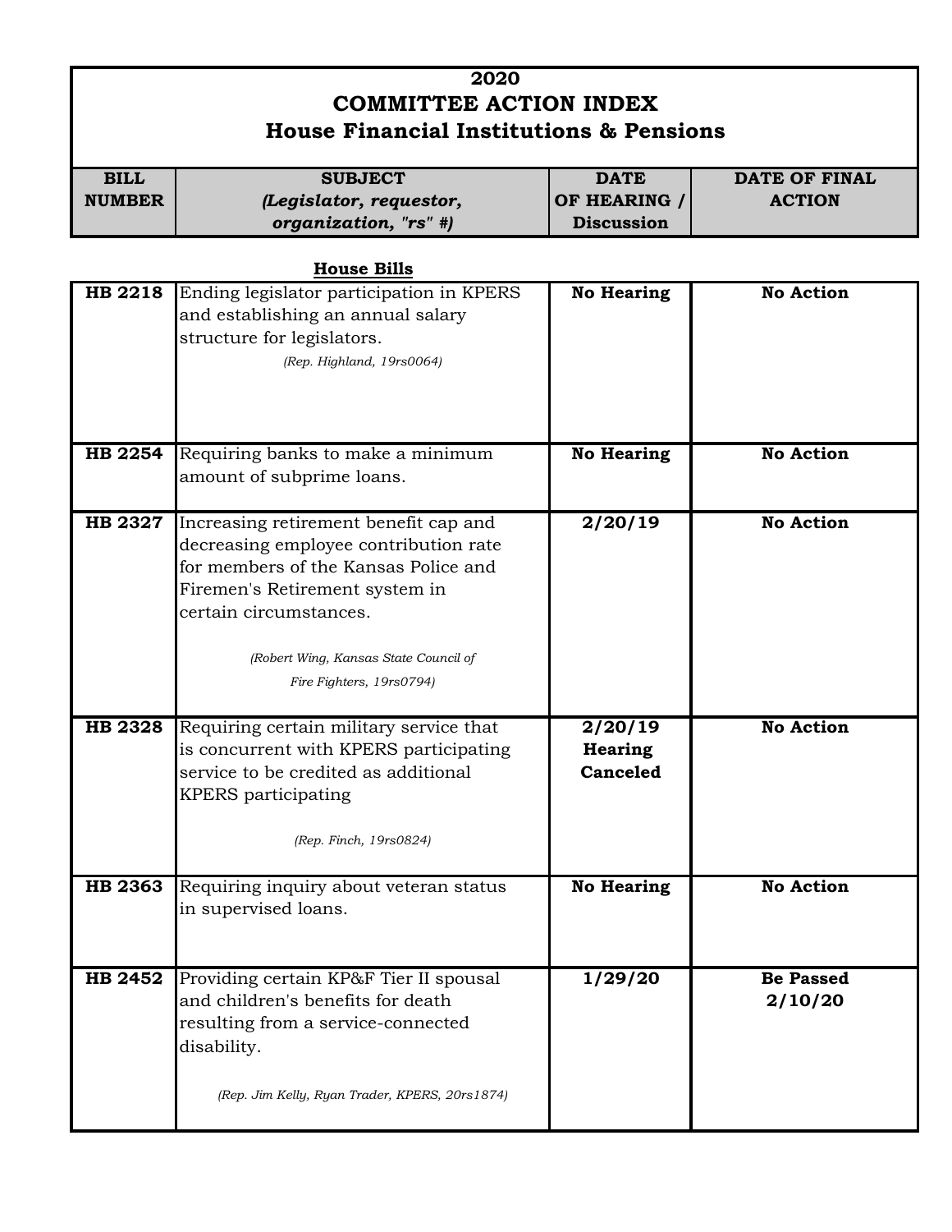# 2020
# COMMITTEE ACTION INDEX
## House Financial Institutions & Pensions

**House Bills**

| BILL NUMBER | SUBJECT *(Legislator, requestor, organization, "rs" #)* | DATE OF HEARING / Discussion | DATE OF FINAL ACTION |
|---|---|---|---|
| **HB 2218** | Ending legislator participation in KPERS and establishing an annual salary structure for legislators. *(Rep. Highland, 19rs0064)* | **No Hearing** | **No Action** |
| **HB 2254** | Requiring banks to make a minimum amount of subprime loans. | **No Hearing** | **No Action** |
| **HB 2327** | Increasing retirement benefit cap and decreasing employee contribution rate for members of the Kansas Police and Firemen's Retirement system in certain circumstances. *(Robert Wing, Kansas State Council of Fire Fighters, 19rs0794)* | **2/20/19** | **No Action** |
| **HB 2328** | Requiring certain military service that is concurrent with KPERS participating service to be credited as additional KPERS participating *(Rep. Finch, 19rs0824)* | **2/20/19 Hearing Canceled** | **No Action** |
| **HB 2363** | Requiring inquiry about veteran status in supervised loans. | **No Hearing** | **No Action** |
| **HB 2452** | Providing certain KP&F Tier II spousal and children's benefits for death resulting from a service-connected disability. *(Rep. Jim Kelly, Ryan Trader, KPERS, 20rs1874)* | **1/29/20** | **Be Passed 2/10/20** |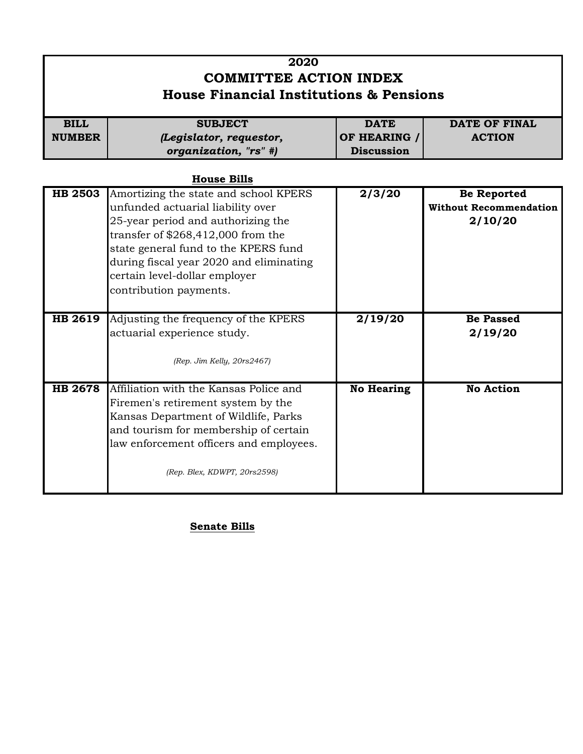# 2020
# COMMITTEE ACTION INDEX
## House Financial Institutions & Pensions

| BILL NUMBER | SUBJECT *(Legislator, requestor, organization, "rs" #)* | DATE OF HEARING / Discussion | DATE OF FINAL ACTION |
|---|---|---|---|
| | **House Bills** | | |
| **HB 2503** | Amortizing the state and school KPERS unfunded actuarial liability over 25-year period and authorizing the transfer of $268,412,000 from the state general fund to the KPERS fund during fiscal year 2020 and eliminating certain level-dollar employer contribution payments. | **2/3/20** | **Be Reported Without Recommendation 2/10/20** |
| **HB 2619** | Adjusting the frequency of the KPERS actuarial experience study. *(Rep. Jim Kelly, 20rs2467)* | **2/19/20** | **Be Passed 2/19/20** |
| **HB 2678** | Affiliation with the Kansas Police and Firemen's retirement system by the Kansas Department of Wildlife, Parks and tourism for membership of certain law enforcement officers and employees. *(Rep. Blex, KDWPT, 20rs2598)* | **No Hearing** | **No Action** |

**Senate Bills**